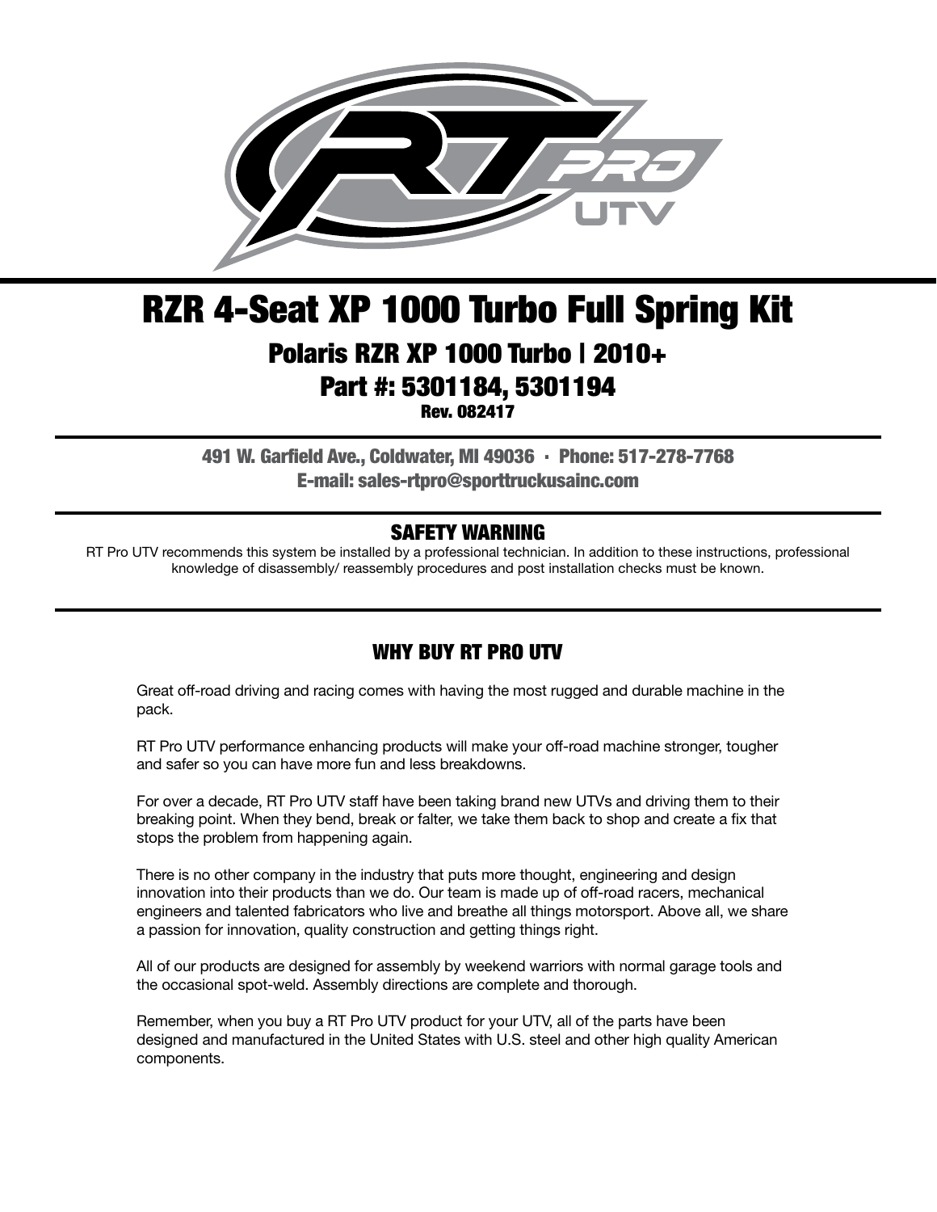# RZR 4-Seat XP 1000 Turbo Full Spring Kit

## Polaris RZR XP 1000 Turbo | 2010+

## Part #: 5301184, 5301194

**Rev. 082417**

**491 W. Garfield Ave., Coldwater, MI 49036 · Phone: 517-278-7768**
**E-mail: sales-rtpro@sporttruckusainc.com**

## SAFETY WARNING

RT Pro UTV recommends this system be installed by a professional technician. In addition to these instructions, professional knowledge of disassembly/ reassembly procedures and post installation checks must be known.

## WHY BUY RT PRO UTV

Great off-road driving and racing comes with having the most rugged and durable machine in the pack.

RT Pro UTV performance enhancing products will make your off-road machine stronger, tougher and safer so you can have more fun and less breakdowns.

For over a decade, RT Pro UTV staff have been taking brand new UTVs and driving them to their breaking point. When they bend, break or falter, we take them back to shop and create a fix that stops the problem from happening again.

There is no other company in the industry that puts more thought, engineering and design innovation into their products than we do. Our team is made up of off-road racers, mechanical engineers and talented fabricators who live and breathe all things motorsport. Above all, we share a passion for innovation, quality construction and getting things right.

All of our products are designed for assembly by weekend warriors with normal garage tools and the occasional spot-weld. Assembly directions are complete and thorough.

Remember, when you buy a RT Pro UTV product for your UTV, all of the parts have been designed and manufactured in the United States with U.S. steel and other high quality American components.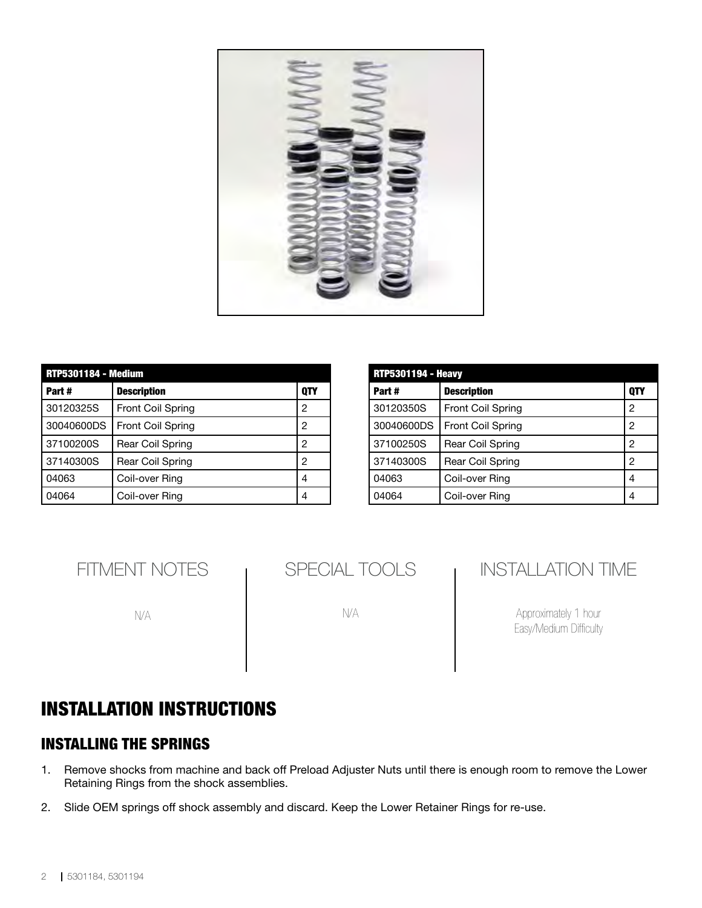| RTP5301184 - Medium | | |
|---|---|---|
| **Part #** | **Description** | **QTY** |
| 30120325S | Front Coil Spring | 2 |
| 30040600DS | Front Coil Spring | 2 |
| 37100200S | Rear Coil Spring | 2 |
| 37140300S | Rear Coil Spring | 2 |
| 04063 | Coil-over Ring | 4 |
| 04064 | Coil-over Ring | 4 |

| RTP5301194 - Heavy | | |
|---|---|---|
| **Part #** | **Description** | **QTY** |
| 30120350S | Front Coil Spring | 2 |
| 30040600DS | Front Coil Spring | 2 |
| 37100250S | Rear Coil Spring | 2 |
| 37140300S | Rear Coil Spring | 2 |
| 04063 | Coil-over Ring | 4 |
| 04064 | Coil-over Ring | 4 |

## FITMENT NOTES

N/A

## SPECIAL TOOLS

N/A

## INSTALLATION TIME

Approximately 1 hour
Easy/Medium Difficulty

# INSTALLATION INSTRUCTIONS

## INSTALLING THE SPRINGS

1. Remove shocks from machine and back off Preload Adjuster Nuts until there is enough room to remove the Lower Retaining Rings from the shock assemblies.
2. Slide OEM springs off shock assembly and discard. Keep the Lower Retainer Rings for re-use.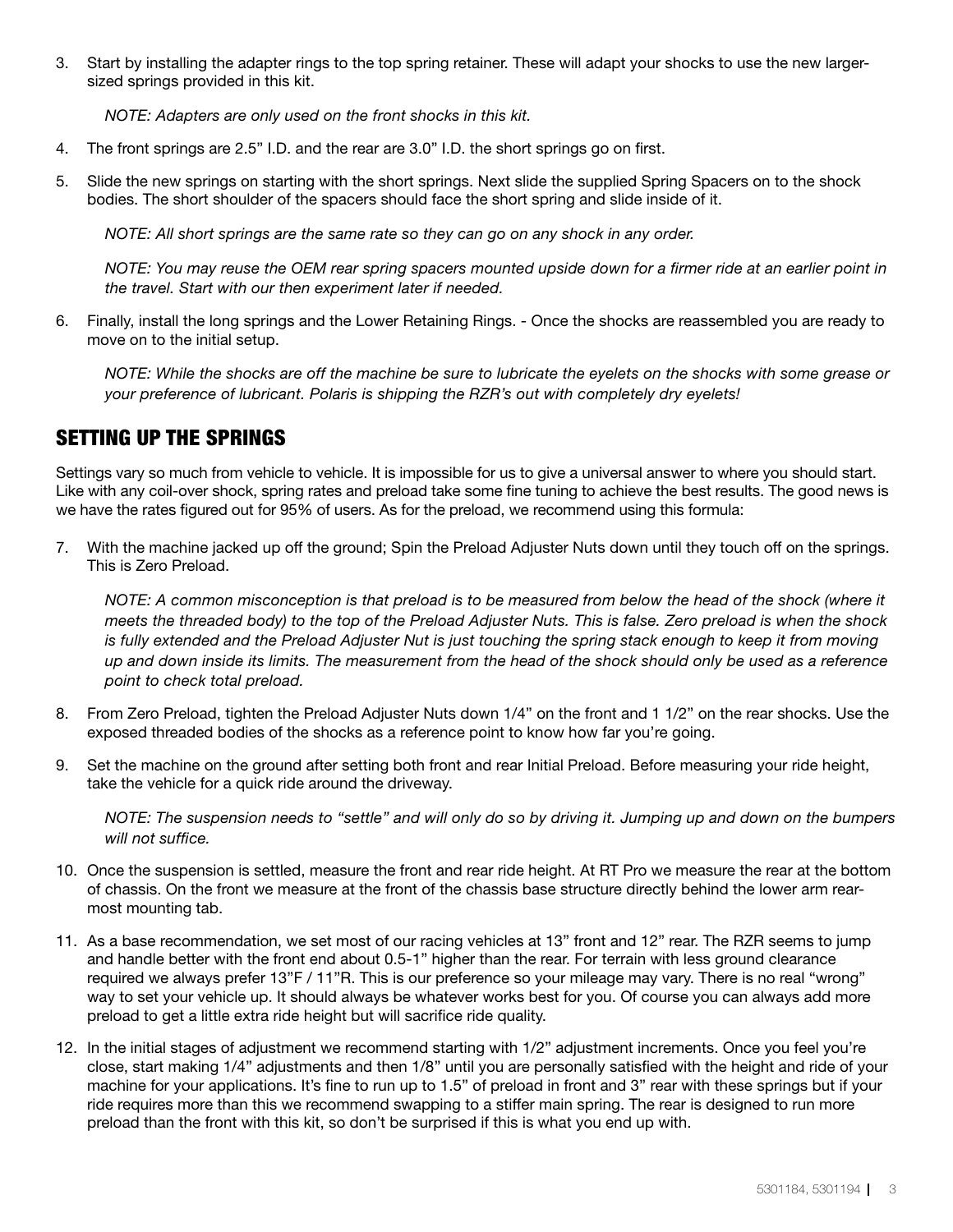3. Start by installing the adapter rings to the top spring retainer. These will adapt your shocks to use the new larger-sized springs provided in this kit.

   *NOTE: Adapters are only used on the front shocks in this kit.*

4. The front springs are 2.5" I.D. and the rear are 3.0" I.D. the short springs go on first.

5. Slide the new springs on starting with the short springs. Next slide the supplied Spring Spacers on to the shock bodies. The short shoulder of the spacers should face the short spring and slide inside of it.

   *NOTE: All short springs are the same rate so they can go on any shock in any order.*

   *NOTE: You may reuse the OEM rear spring spacers mounted upside down for a firmer ride at an earlier point in the travel. Start with our then experiment later if needed.*

6. Finally, install the long springs and the Lower Retaining Rings. - Once the shocks are reassembled you are ready to move on to the initial setup.

   *NOTE: While the shocks are off the machine be sure to lubricate the eyelets on the shocks with some grease or your preference of lubricant. Polaris is shipping the RZR's out with completely dry eyelets!*

## SETTING UP THE SPRINGS

Settings vary so much from vehicle to vehicle. It is impossible for us to give a universal answer to where you should start. Like with any coil-over shock, spring rates and preload take some fine tuning to achieve the best results. The good news is we have the rates figured out for 95% of users. As for the preload, we recommend using this formula:

7. With the machine jacked up off the ground; Spin the Preload Adjuster Nuts down until they touch off on the springs. This is Zero Preload.

   *NOTE: A common misconception is that preload is to be measured from below the head of the shock (where it meets the threaded body) to the top of the Preload Adjuster Nuts. This is false. Zero preload is when the shock is fully extended and the Preload Adjuster Nut is just touching the spring stack enough to keep it from moving up and down inside its limits. The measurement from the head of the shock should only be used as a reference point to check total preload.*

8. From Zero Preload, tighten the Preload Adjuster Nuts down 1/4" on the front and 1 1/2" on the rear shocks. Use the exposed threaded bodies of the shocks as a reference point to know how far you're going.

9. Set the machine on the ground after setting both front and rear Initial Preload. Before measuring your ride height, take the vehicle for a quick ride around the driveway.

   *NOTE: The suspension needs to "settle" and will only do so by driving it. Jumping up and down on the bumpers will not suffice.*

10. Once the suspension is settled, measure the front and rear ride height. At RT Pro we measure the rear at the bottom of chassis. On the front we measure at the front of the chassis base structure directly behind the lower arm rear-most mounting tab.

11. As a base recommendation, we set most of our racing vehicles at 13" front and 12" rear. The RZR seems to jump and handle better with the front end about 0.5-1" higher than the rear. For terrain with less ground clearance required we always prefer 13"F / 11"R. This is our preference so your mileage may vary. There is no real "wrong" way to set your vehicle up. It should always be whatever works best for you. Of course you can always add more preload to get a little extra ride height but will sacrifice ride quality.

12. In the initial stages of adjustment we recommend starting with 1/2" adjustment increments. Once you feel you're close, start making 1/4" adjustments and then 1/8" until you are personally satisfied with the height and ride of your machine for your applications. It's fine to run up to 1.5" of preload in front and 3" rear with these springs but if your ride requires more than this we recommend swapping to a stiffer main spring. The rear is designed to run more preload than the front with this kit, so don't be surprised if this is what you end up with.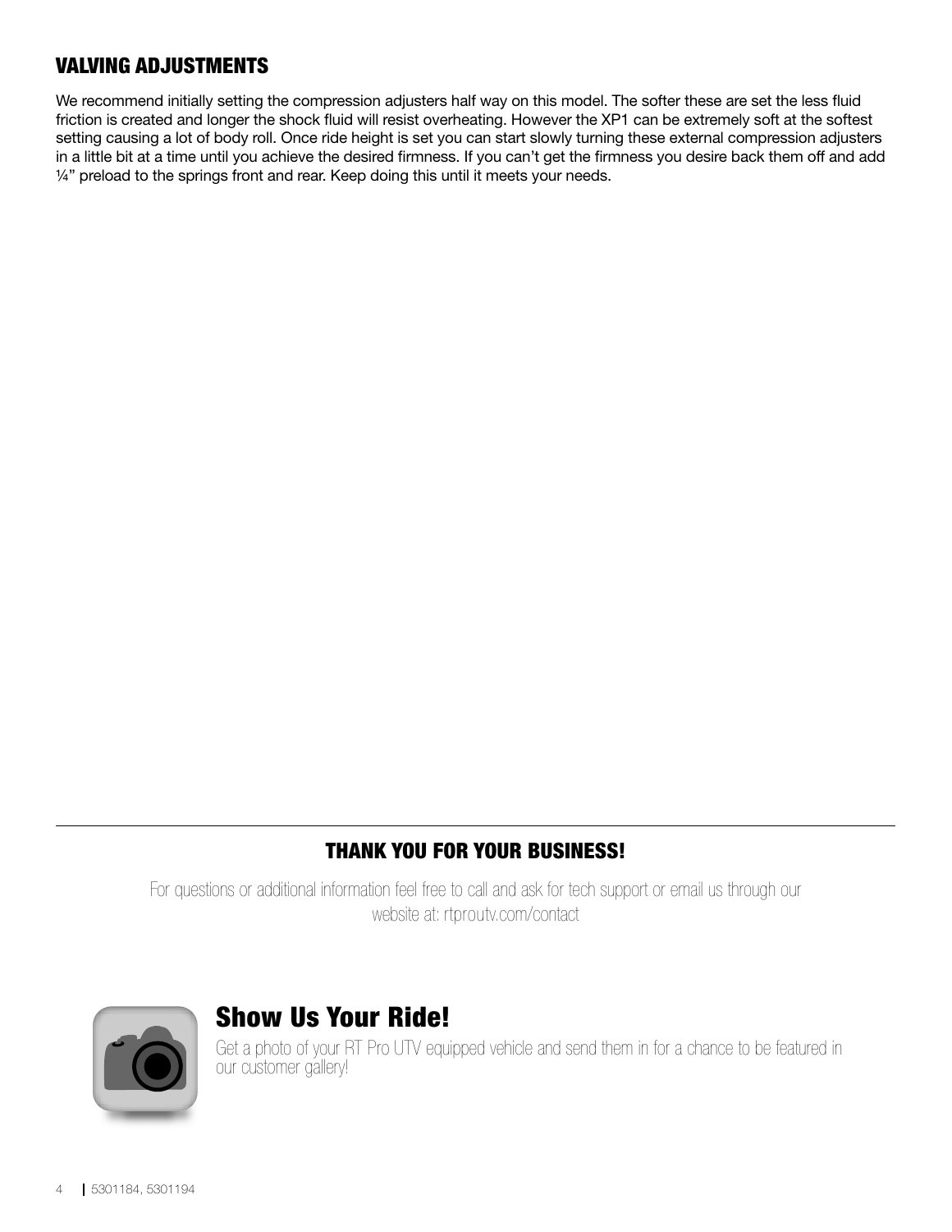## VALVING ADJUSTMENTS

We recommend initially setting the compression adjusters half way on this model. The softer these are set the less fluid friction is created and longer the shock fluid will resist overheating. However the XP1 can be extremely soft at the softest setting causing a lot of body roll. Once ride height is set you can start slowly turning these external compression adjusters in a little bit at a time until you achieve the desired firmness. If you can't get the firmness you desire back them off and add ¼" preload to the springs front and rear. Keep doing this until it meets your needs.

---

### THANK YOU FOR YOUR BUSINESS!

For questions or additional information feel free to call and ask for tech support or email us through our website at: rtproutv.com/contact

## Show Us Your Ride!

Get a photo of your RT Pro UTV equipped vehicle and send them in for a chance to be featured in our customer gallery!